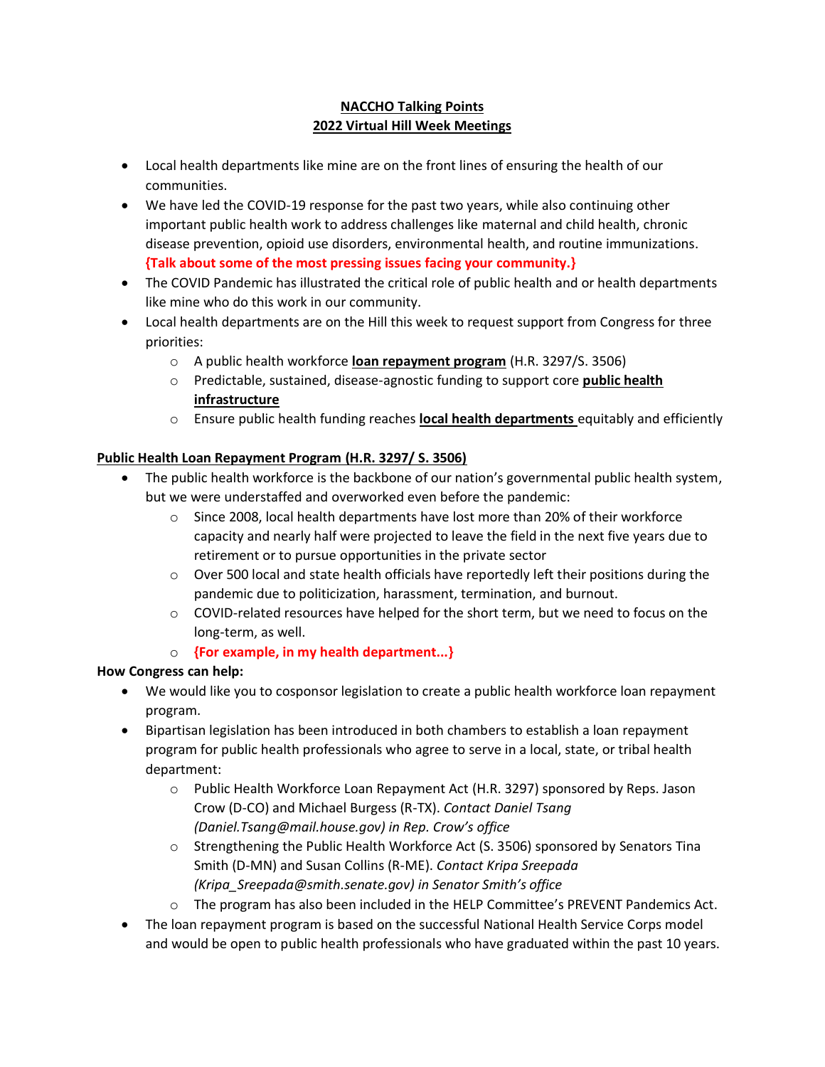**NACCHO Talking Points**
**2022 Virtual Hill Week Meetings**

- Local health departments like mine are on the front lines of ensuring the health of our communities.
- We have led the COVID-19 response for the past two years, while also continuing other important public health work to address challenges like maternal and child health, chronic disease prevention, opioid use disorders, environmental health, and routine immunizations. **{Talk about some of the most pressing issues facing your community.}**
- The COVID Pandemic has illustrated the critical role of public health and or health departments like mine who do this work in our community.
- Local health departments are on the Hill this week to request support from Congress for three priorities:
    - A public health workforce **loan repayment program** (H.R. 3297/S. 3506)
    - Predictable, sustained, disease-agnostic funding to support core **public health infrastructure**
    - Ensure public health funding reaches **local health departments** equitably and efficiently

**Public Health Loan Repayment Program (H.R. 3297/ S. 3506)**

- The public health workforce is the backbone of our nation's governmental public health system, but we were understaffed and overworked even before the pandemic:
    - Since 2008, local health departments have lost more than 20% of their workforce capacity and nearly half were projected to leave the field in the next five years due to retirement or to pursue opportunities in the private sector
    - Over 500 local and state health officials have reportedly left their positions during the pandemic due to politicization, harassment, termination, and burnout.
    - COVID-related resources have helped for the short term, but we need to focus on the long-term, as well.
    - **{For example, in my health department...}**

**How Congress can help:**

- We would like you to cosponsor legislation to create a public health workforce loan repayment program.
- Bipartisan legislation has been introduced in both chambers to establish a loan repayment program for public health professionals who agree to serve in a local, state, or tribal health department:
    - Public Health Workforce Loan Repayment Act (H.R. 3297) sponsored by Reps. Jason Crow (D-CO) and Michael Burgess (R-TX). *Contact Daniel Tsang (Daniel.Tsang@mail.house.gov) in Rep. Crow's office*
    - Strengthening the Public Health Workforce Act (S. 3506) sponsored by Senators Tina Smith (D-MN) and Susan Collins (R-ME). *Contact Kripa Sreepada (Kripa_Sreepada@smith.senate.gov) in Senator Smith's office*
    - The program has also been included in the HELP Committee's PREVENT Pandemics Act.
- The loan repayment program is based on the successful National Health Service Corps model and would be open to public health professionals who have graduated within the past 10 years.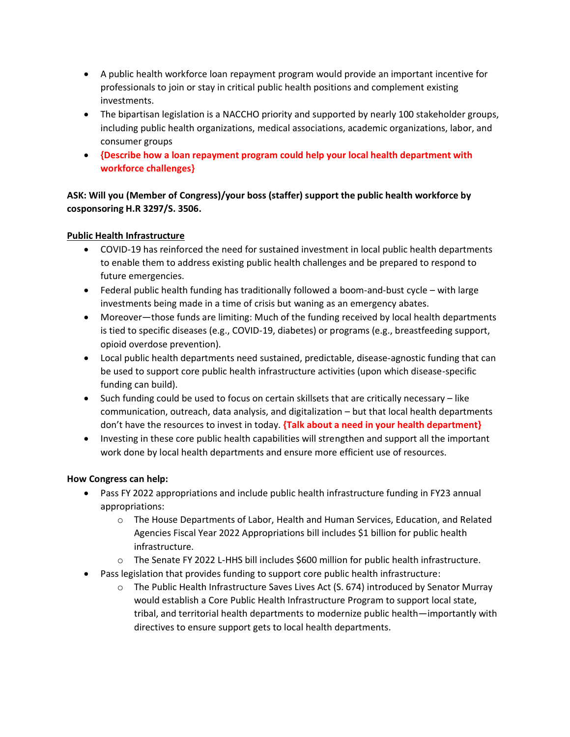- A public health workforce loan repayment program would provide an important incentive for professionals to join or stay in critical public health positions and complement existing investments.
- The bipartisan legislation is a NACCHO priority and supported by nearly 100 stakeholder groups, including public health organizations, medical associations, academic organizations, labor, and consumer groups
- **{Describe how a loan repayment program could help your local health department with workforce challenges}**

**ASK: Will you (Member of Congress)/your boss (staffer) support the public health workforce by cosponsoring H.R 3297/S. 3506.**

**Public Health Infrastructure**

- COVID-19 has reinforced the need for sustained investment in local public health departments to enable them to address existing public health challenges and be prepared to respond to future emergencies.
- Federal public health funding has traditionally followed a boom-and-bust cycle – with large investments being made in a time of crisis but waning as an emergency abates.
- Moreover—those funds are limiting: Much of the funding received by local health departments is tied to specific diseases (e.g., COVID-19, diabetes) or programs (e.g., breastfeeding support, opioid overdose prevention).
- Local public health departments need sustained, predictable, disease-agnostic funding that can be used to support core public health infrastructure activities (upon which disease-specific funding can build).
- Such funding could be used to focus on certain skillsets that are critically necessary – like communication, outreach, data analysis, and digitalization – but that local health departments don't have the resources to invest in today. **{Talk about a need in your health department}**
- Investing in these core public health capabilities will strengthen and support all the important work done by local health departments and ensure more efficient use of resources.

**How Congress can help:**

- Pass FY 2022 appropriations and include public health infrastructure funding in FY23 annual appropriations:
  - The House Departments of Labor, Health and Human Services, Education, and Related Agencies Fiscal Year 2022 Appropriations bill includes $1 billion for public health infrastructure.
  - The Senate FY 2022 L-HHS bill includes $600 million for public health infrastructure.
- Pass legislation that provides funding to support core public health infrastructure:
  - The Public Health Infrastructure Saves Lives Act (S. 674) introduced by Senator Murray would establish a Core Public Health Infrastructure Program to support local state, tribal, and territorial health departments to modernize public health—importantly with directives to ensure support gets to local health departments.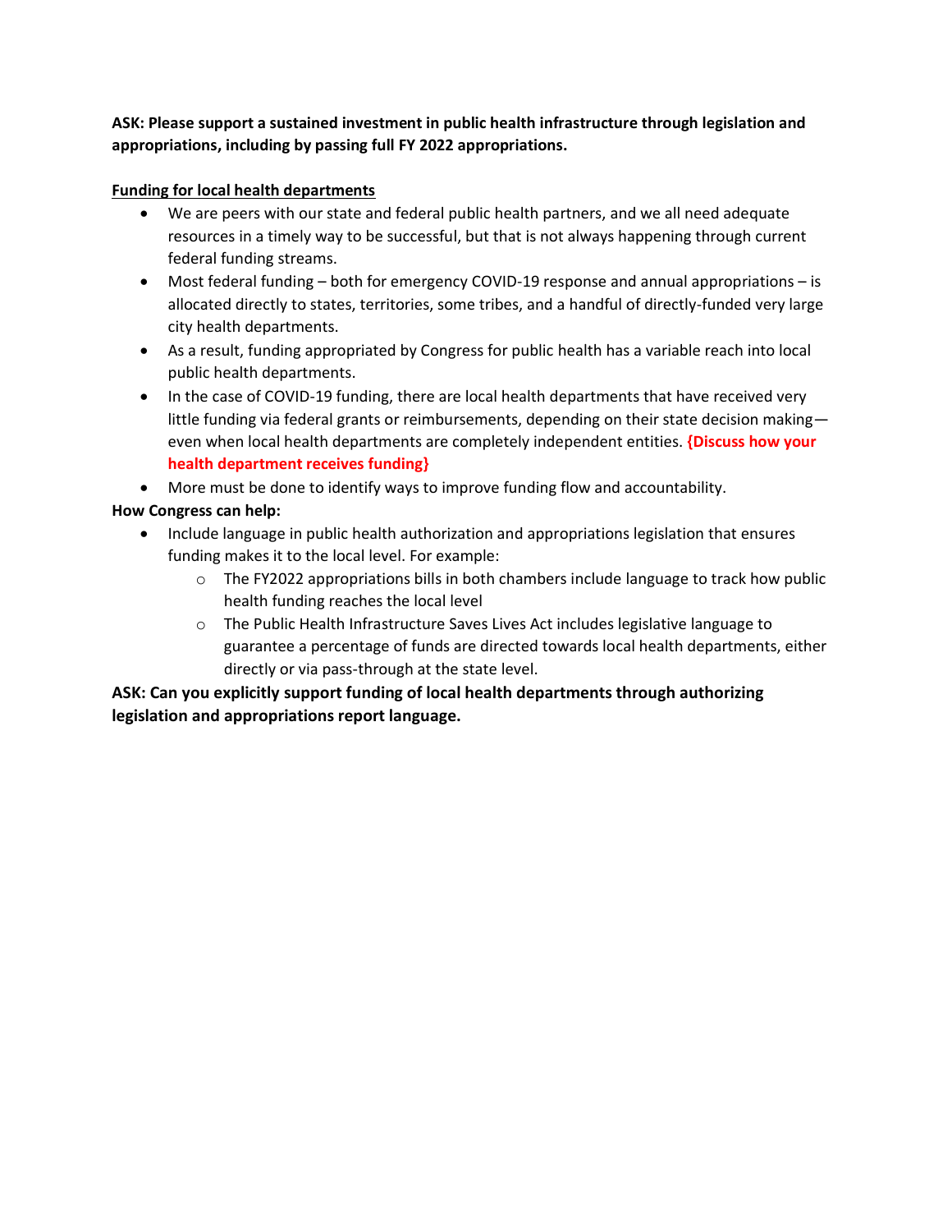**ASK: Please support a sustained investment in public health infrastructure through legislation and appropriations, including by passing full FY 2022 appropriations.**

**<u>Funding for local health departments</u>**

- We are peers with our state and federal public health partners, and we all need adequate resources in a timely way to be successful, but that is not always happening through current federal funding streams.
- Most federal funding – both for emergency COVID-19 response and annual appropriations – is allocated directly to states, territories, some tribes, and a handful of directly-funded very large city health departments.
- As a result, funding appropriated by Congress for public health has a variable reach into local public health departments.
- In the case of COVID-19 funding, there are local health departments that have received very little funding via federal grants or reimbursements, depending on their state decision making—even when local health departments are completely independent entities. **{Discuss how your health department receives funding}**
- More must be done to identify ways to improve funding flow and accountability.

**How Congress can help:**

- Include language in public health authorization and appropriations legislation that ensures funding makes it to the local level. For example:
  - The FY2022 appropriations bills in both chambers include language to track how public health funding reaches the local level
  - The Public Health Infrastructure Saves Lives Act includes legislative language to guarantee a percentage of funds are directed towards local health departments, either directly or via pass-through at the state level.

**ASK: Can you explicitly support funding of local health departments through authorizing legislation and appropriations report language.**